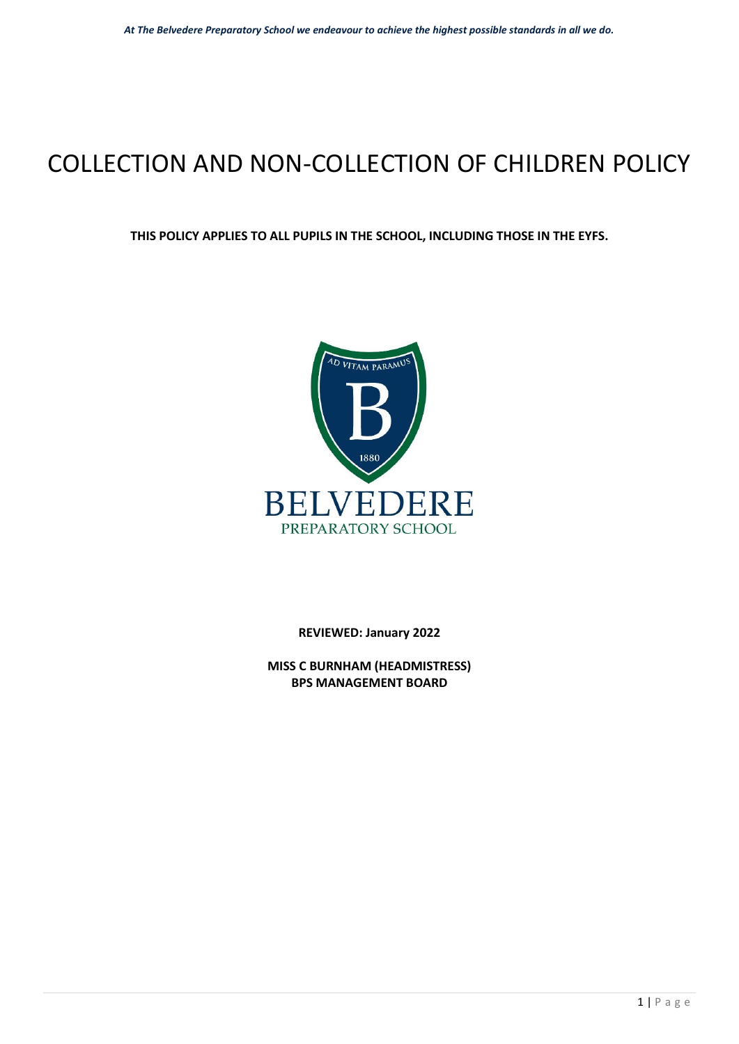*At The Belvedere Preparatory School we endeavour to achieve the highest possible standards in all we do.*

# COLLECTION AND NON-COLLECTION OF CHILDREN POLICY

**THIS POLICY APPLIES TO ALL PUPILS IN THE SCHOOL, INCLUDING THOSE IN THE EYFS.**

AD VITAM PARAMUS

B

1880

BELVEDERE

PREPARATORY SCHOOL

**REVIEWED: January 2022**

**MISS C BURNHAM (HEADMISTRESS)**
**BPS MANAGEMENT BOARD**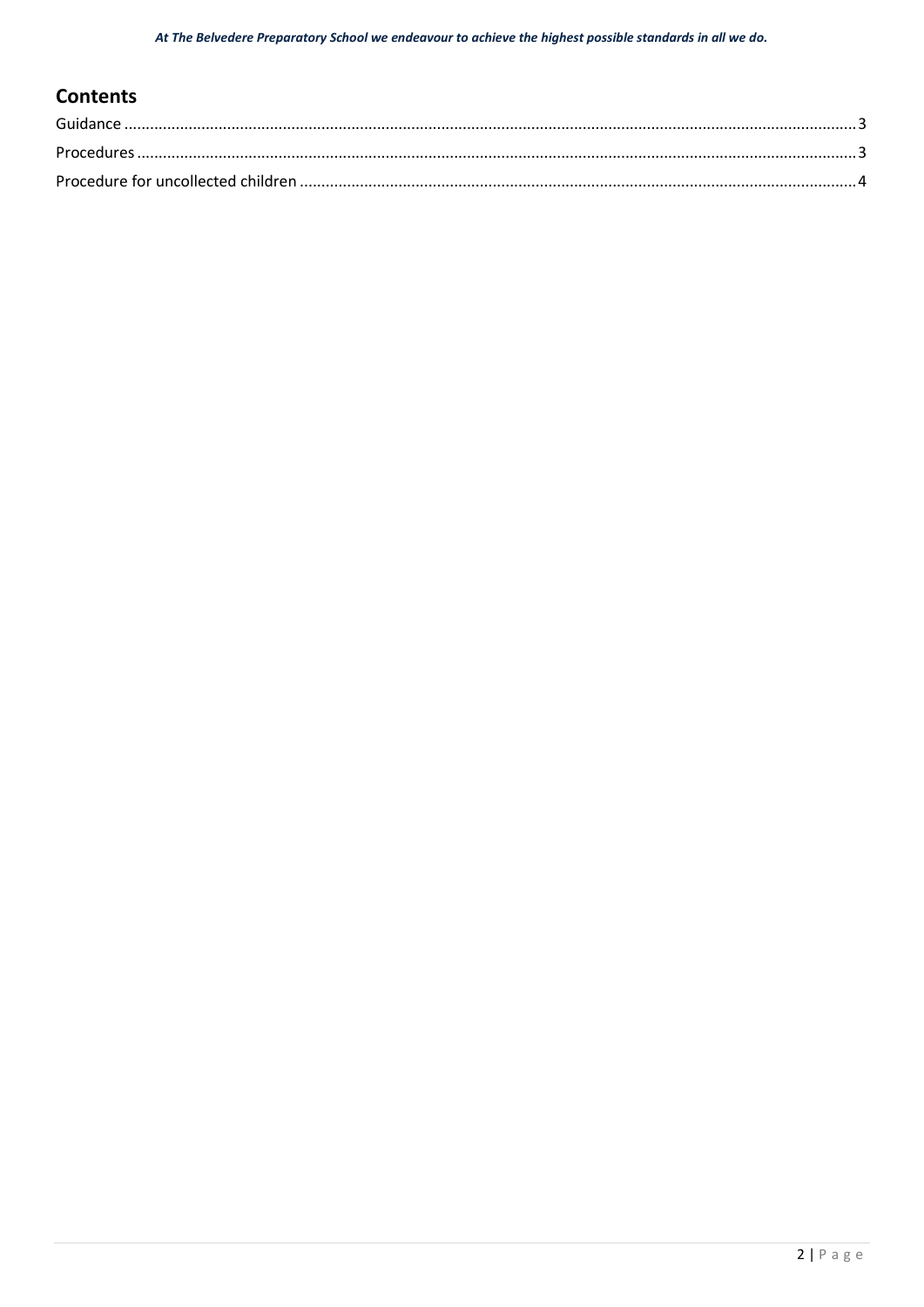## Contents

Guidance .......... 3

Procedures .......... 3

Procedure for uncollected children .......... 4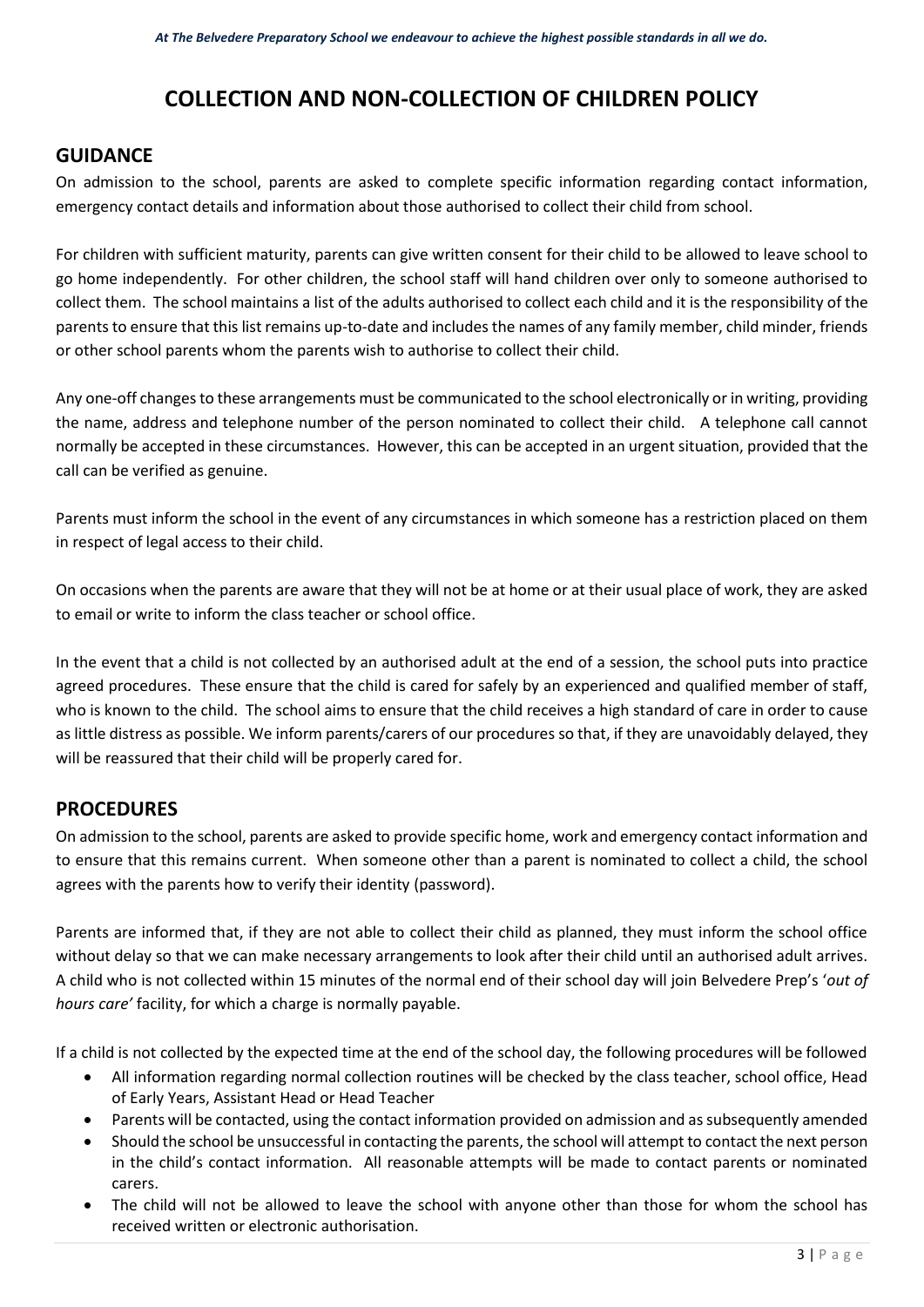# COLLECTION AND NON-COLLECTION OF CHILDREN POLICY

## GUIDANCE

On admission to the school, parents are asked to complete specific information regarding contact information, emergency contact details and information about those authorised to collect their child from school.

For children with sufficient maturity, parents can give written consent for their child to be allowed to leave school to go home independently. For other children, the school staff will hand children over only to someone authorised to collect them. The school maintains a list of the adults authorised to collect each child and it is the responsibility of the parents to ensure that this list remains up-to-date and includes the names of any family member, child minder, friends or other school parents whom the parents wish to authorise to collect their child.

Any one-off changes to these arrangements must be communicated to the school electronically or in writing, providing the name, address and telephone number of the person nominated to collect their child. A telephone call cannot normally be accepted in these circumstances. However, this can be accepted in an urgent situation, provided that the call can be verified as genuine.

Parents must inform the school in the event of any circumstances in which someone has a restriction placed on them in respect of legal access to their child.

On occasions when the parents are aware that they will not be at home or at their usual place of work, they are asked to email or write to inform the class teacher or school office.

In the event that a child is not collected by an authorised adult at the end of a session, the school puts into practice agreed procedures. These ensure that the child is cared for safely by an experienced and qualified member of staff, who is known to the child. The school aims to ensure that the child receives a high standard of care in order to cause as little distress as possible. We inform parents/carers of our procedures so that, if they are unavoidably delayed, they will be reassured that their child will be properly cared for.

## PROCEDURES

On admission to the school, parents are asked to provide specific home, work and emergency contact information and to ensure that this remains current. When someone other than a parent is nominated to collect a child, the school agrees with the parents how to verify their identity (password).

Parents are informed that, if they are not able to collect their child as planned, they must inform the school office without delay so that we can make necessary arrangements to look after their child until an authorised adult arrives. A child who is not collected within 15 minutes of the normal end of their school day will join Belvedere Prep's '*out of hours care'* facility, for which a charge is normally payable.

If a child is not collected by the expected time at the end of the school day, the following procedures will be followed

- All information regarding normal collection routines will be checked by the class teacher, school office, Head of Early Years, Assistant Head or Head Teacher
- Parents will be contacted, using the contact information provided on admission and as subsequently amended
- Should the school be unsuccessful in contacting the parents, the school will attempt to contact the next person in the child's contact information. All reasonable attempts will be made to contact parents or nominated carers.
- The child will not be allowed to leave the school with anyone other than those for whom the school has received written or electronic authorisation.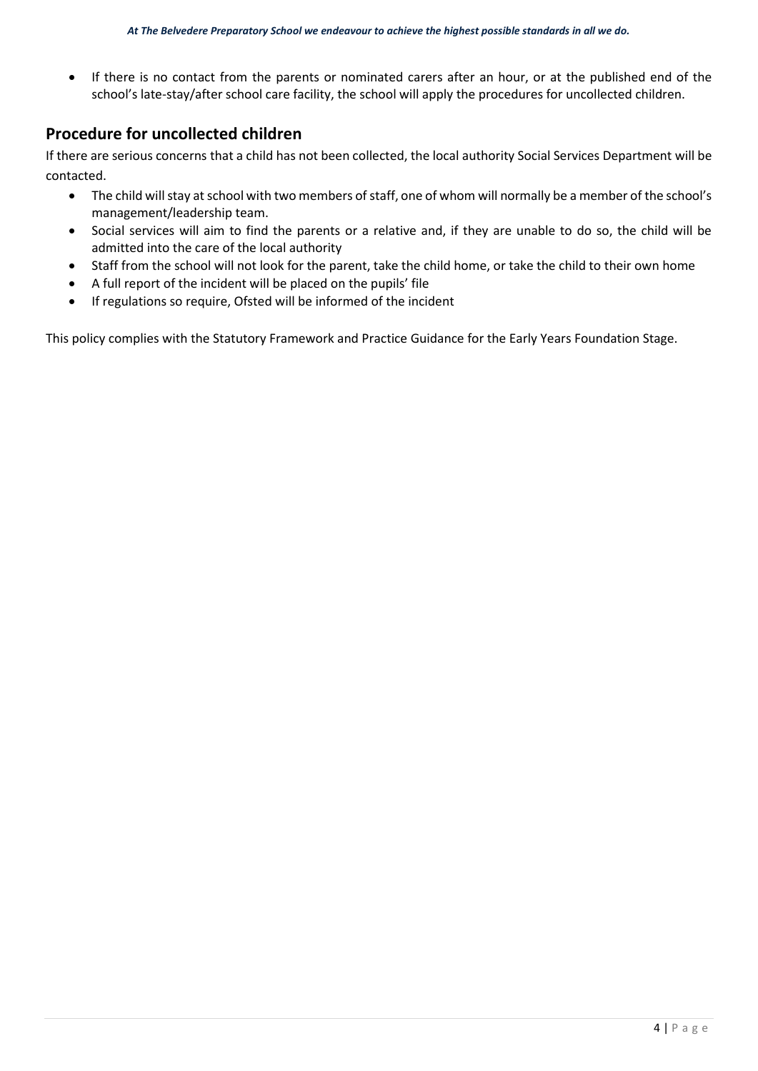- If there is no contact from the parents or nominated carers after an hour, or at the published end of the school's late-stay/after school care facility, the school will apply the procedures for uncollected children.

## Procedure for uncollected children

If there are serious concerns that a child has not been collected, the local authority Social Services Department will be contacted.

- The child will stay at school with two members of staff, one of whom will normally be a member of the school's management/leadership team.
- Social services will aim to find the parents or a relative and, if they are unable to do so, the child will be admitted into the care of the local authority
- Staff from the school will not look for the parent, take the child home, or take the child to their own home
- A full report of the incident will be placed on the pupils' file
- If regulations so require, Ofsted will be informed of the incident

This policy complies with the Statutory Framework and Practice Guidance for the Early Years Foundation Stage.